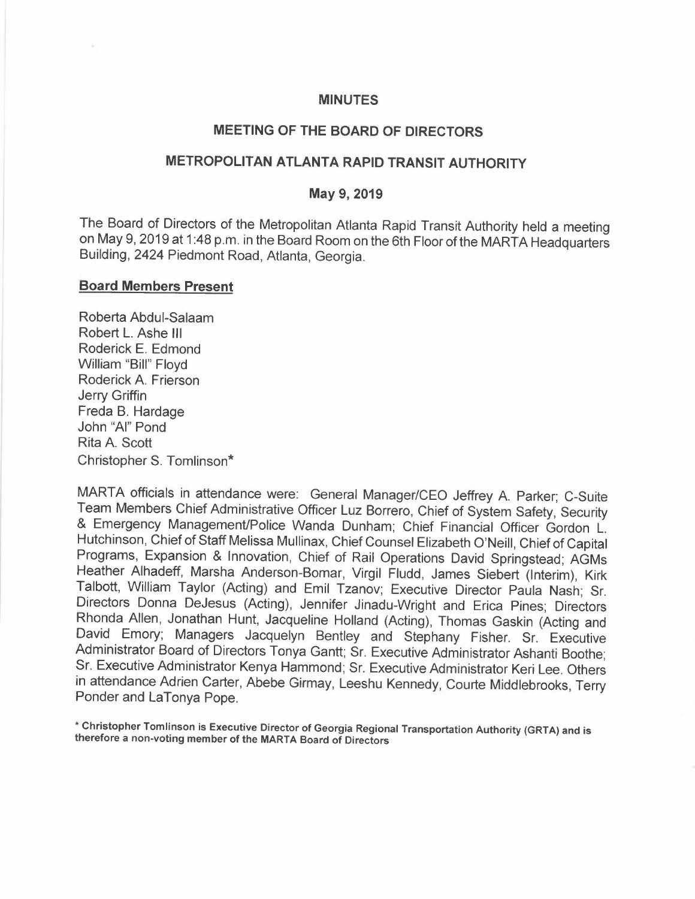# MINUTES

## MEETING OF THE BOARD OF DIRECTORS

## METROPOLITAN ATLANTA RAPID TRANSIT AUTHORITY

### May 9, 2019

The Board of Directors of the Metropolitan Atlanta Rapid Transit Authority held a meeting on May 9, 2019 at 1:48 p.m. in the Board Room on the 6th Floor of the MARTA Headquarters Building, 2424 Piedmont Road, Atlanta, Georgia.

**Board Members Present**

Roberta Abdul-Salaam
Robert L. Ashe III
Roderick E. Edmond
William "Bill" Floyd
Roderick A. Frierson
Jerry Griffin
Freda B. Hardage
John "Al" Pond
Rita A. Scott
Christopher S. Tomlinson*

MARTA officials in attendance were: General Manager/CEO Jeffrey A. Parker; C-Suite Team Members Chief Administrative Officer Luz Borrero, Chief of System Safety, Security & Emergency Management/Police Wanda Dunham; Chief Financial Officer Gordon L. Hutchinson, Chief of Staff Melissa Mullinax, Chief Counsel Elizabeth O'Neill, Chief of Capital Programs, Expansion & Innovation, Chief of Rail Operations David Springstead; AGMs Heather Alhadeff, Marsha Anderson-Bomar, Virgil Fludd, James Siebert (Interim), Kirk Talbott, William Taylor (Acting) and Emil Tzanov; Executive Director Paula Nash; Sr. Directors Donna DeJesus (Acting), Jennifer Jinadu-Wright and Erica Pines; Directors Rhonda Allen, Jonathan Hunt, Jacqueline Holland (Acting), Thomas Gaskin (Acting and David Emory; Managers Jacquelyn Bentley and Stephany Fisher. Sr. Executive Administrator Board of Directors Tonya Gantt; Sr. Executive Administrator Ashanti Boothe; Sr. Executive Administrator Kenya Hammond; Sr. Executive Administrator Keri Lee. Others in attendance Adrien Carter, Abebe Girmay, Leeshu Kennedy, Courte Middlebrooks, Terry Ponder and LaTonya Pope.

**\* Christopher Tomlinson is Executive Director of Georgia Regional Transportation Authority (GRTA) and is therefore a non-voting member of the MARTA Board of Directors**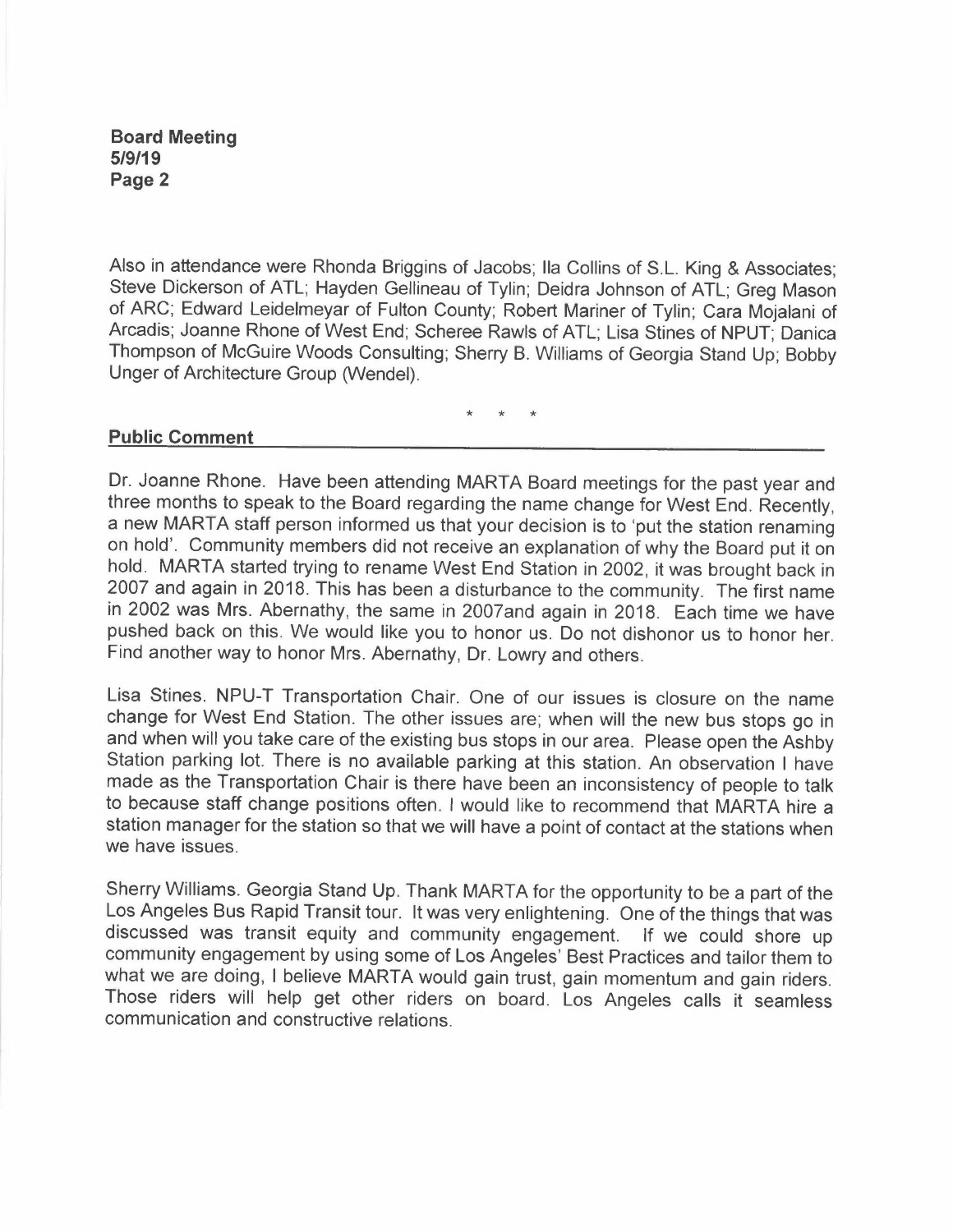Also in attendance were Rhonda Briggins of Jacobs; Ila Collins of S.L. King & Associates; Steve Dickerson of ATL; Hayden Gellineau of Tylin; Deidra Johnson of ATL; Greg Mason of ARC; Edward Leidelmeyar of Fulton County; Robert Mariner of Tylin; Cara Mojalani of Arcadis; Joanne Rhone of West End; Scheree Rawls of ATL; Lisa Stines of NPUT; Danica Thompson of McGuire Woods Consulting; Sherry B. Williams of Georgia Stand Up; Bobby Unger of Architecture Group (Wendel).

\* \* \*

## Public Comment

Dr. Joanne Rhone. Have been attending MARTA Board meetings for the past year and three months to speak to the Board regarding the name change for West End. Recently, a new MARTA staff person informed us that your decision is to 'put the station renaming on hold'. Community members did not receive an explanation of why the Board put it on hold. MARTA started trying to rename West End Station in 2002, it was brought back in 2007 and again in 2018. This has been a disturbance to the community. The first name in 2002 was Mrs. Abernathy, the same in 2007and again in 2018. Each time we have pushed back on this. We would like you to honor us. Do not dishonor us to honor her. Find another way to honor Mrs. Abernathy, Dr. Lowry and others.

Lisa Stines. NPU-T Transportation Chair. One of our issues is closure on the name change for West End Station. The other issues are; when will the new bus stops go in and when will you take care of the existing bus stops in our area. Please open the Ashby Station parking lot. There is no available parking at this station. An observation I have made as the Transportation Chair is there have been an inconsistency of people to talk to because staff change positions often. I would like to recommend that MARTA hire a station manager for the station so that we will have a point of contact at the stations when we have issues.

Sherry Williams. Georgia Stand Up. Thank MARTA for the opportunity to be a part of the Los Angeles Bus Rapid Transit tour. It was very enlightening. One of the things that was discussed was transit equity and community engagement. If we could shore up community engagement by using some of Los Angeles' Best Practices and tailor them to what we are doing, I believe MARTA would gain trust, gain momentum and gain riders. Those riders will help get other riders on board. Los Angeles calls it seamless communication and constructive relations.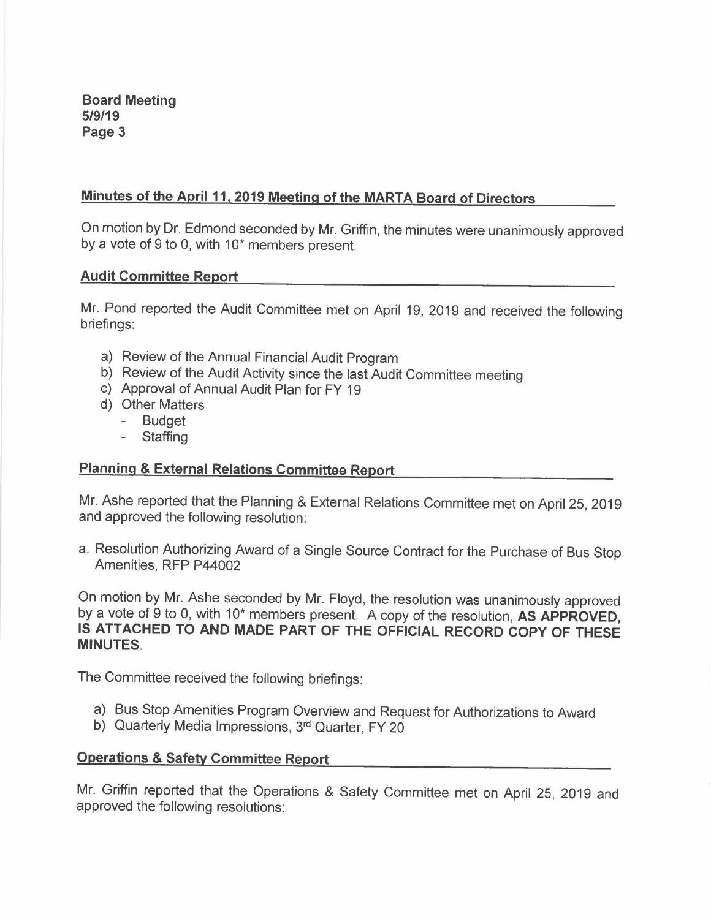## Minutes of the April 11, 2019 Meeting of the MARTA Board of Directors

On motion by Dr. Edmond seconded by Mr. Griffin, the minutes were unanimously approved by a vote of 9 to 0, with 10* members present.

## Audit Committee Report

Mr. Pond reported the Audit Committee met on April 19, 2019 and received the following briefings:

a) Review of the Annual Financial Audit Program
b) Review of the Audit Activity since the last Audit Committee meeting
c) Approval of Annual Audit Plan for FY 19
d) Other Matters
   - Budget
   - Staffing

## Planning & External Relations Committee Report

Mr. Ashe reported that the Planning & External Relations Committee met on April 25, 2019 and approved the following resolution:

a. Resolution Authorizing Award of a Single Source Contract for the Purchase of Bus Stop Amenities, RFP P44002

On motion by Mr. Ashe seconded by Mr. Floyd, the resolution was unanimously approved by a vote of 9 to 0, with 10* members present. A copy of the resolution, **AS APPROVED, IS ATTACHED TO AND MADE PART OF THE OFFICIAL RECORD COPY OF THESE MINUTES**.

The Committee received the following briefings:

a) Bus Stop Amenities Program Overview and Request for Authorizations to Award
b) Quarterly Media Impressions, 3rd Quarter, FY 20

## Operations & Safety Committee Report

Mr. Griffin reported that the Operations & Safety Committee met on April 25, 2019 and approved the following resolutions: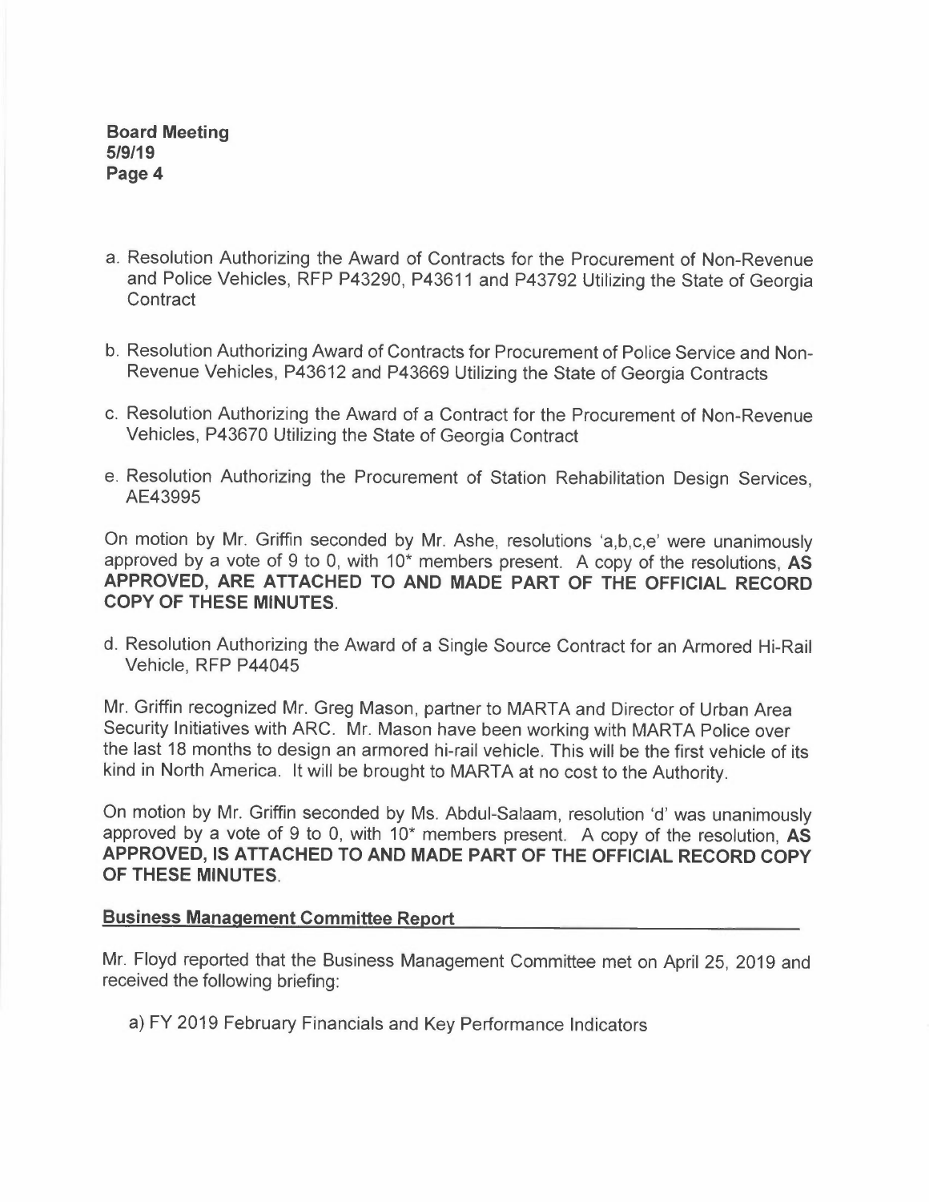a. Resolution Authorizing the Award of Contracts for the Procurement of Non-Revenue and Police Vehicles, RFP P43290, P43611 and P43792 Utilizing the State of Georgia Contract

b. Resolution Authorizing Award of Contracts for Procurement of Police Service and Non-Revenue Vehicles, P43612 and P43669 Utilizing the State of Georgia Contracts

c. Resolution Authorizing the Award of a Contract for the Procurement of Non-Revenue Vehicles, P43670 Utilizing the State of Georgia Contract

e. Resolution Authorizing the Procurement of Station Rehabilitation Design Services, AE43995

On motion by Mr. Griffin seconded by Mr. Ashe, resolutions 'a,b,c,e' were unanimously approved by a vote of 9 to 0, with 10* members present. A copy of the resolutions, **AS APPROVED, ARE ATTACHED TO AND MADE PART OF THE OFFICIAL RECORD COPY OF THESE MINUTES.**

d. Resolution Authorizing the Award of a Single Source Contract for an Armored Hi-Rail Vehicle, RFP P44045

Mr. Griffin recognized Mr. Greg Mason, partner to MARTA and Director of Urban Area Security Initiatives with ARC. Mr. Mason have been working with MARTA Police over the last 18 months to design an armored hi-rail vehicle. This will be the first vehicle of its kind in North America. It will be brought to MARTA at no cost to the Authority.

On motion by Mr. Griffin seconded by Ms. Abdul-Salaam, resolution 'd' was unanimously approved by a vote of 9 to 0, with 10* members present. A copy of the resolution, **AS APPROVED, IS ATTACHED TO AND MADE PART OF THE OFFICIAL RECORD COPY OF THESE MINUTES.**

## Business Management Committee Report

Mr. Floyd reported that the Business Management Committee met on April 25, 2019 and received the following briefing:

a) FY 2019 February Financials and Key Performance Indicators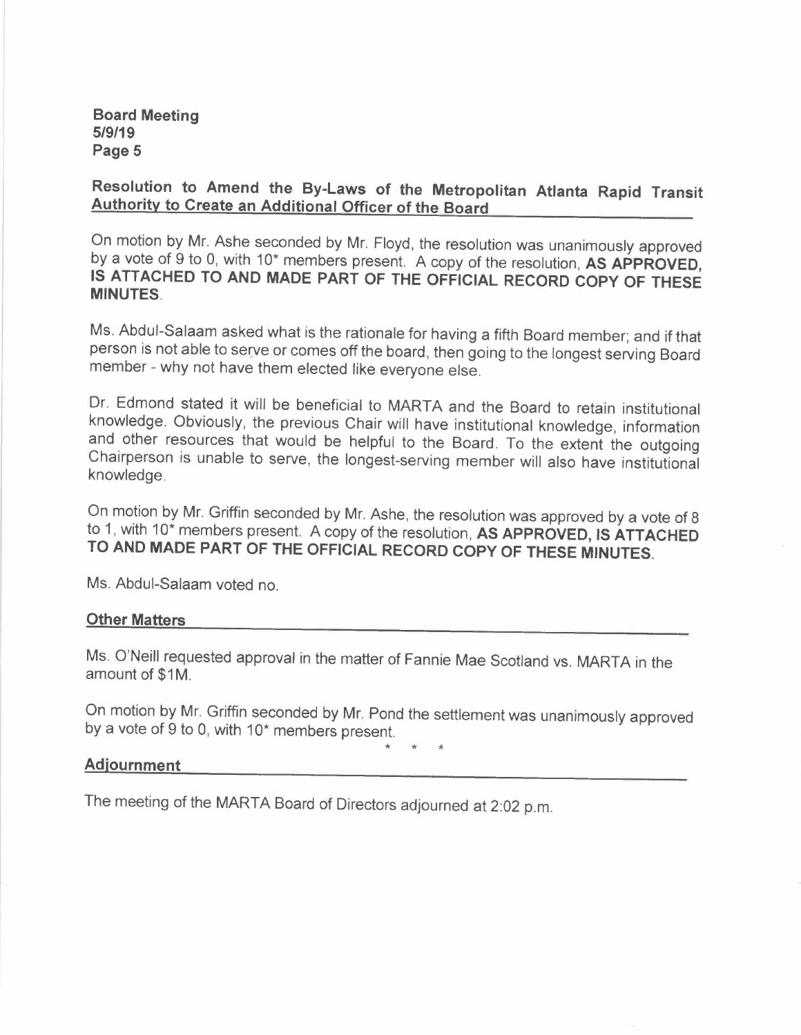## Resolution to Amend the By-Laws of the Metropolitan Atlanta Rapid Transit Authority to Create an Additional Officer of the Board

On motion by Mr. Ashe seconded by Mr. Floyd, the resolution was unanimously approved by a vote of 9 to 0, with 10* members present. A copy of the resolution, **AS APPROVED, IS ATTACHED TO AND MADE PART OF THE OFFICIAL RECORD COPY OF THESE MINUTES**.

Ms. Abdul-Salaam asked what is the rationale for having a fifth Board member; and if that person is not able to serve or comes off the board, then going to the longest serving Board member - why not have them elected like everyone else.

Dr. Edmond stated it will be beneficial to MARTA and the Board to retain institutional knowledge. Obviously, the previous Chair will have institutional knowledge, information and other resources that would be helpful to the Board. To the extent the outgoing Chairperson is unable to serve, the longest-serving member will also have institutional knowledge.

On motion by Mr. Griffin seconded by Mr. Ashe, the resolution was approved by a vote of 8 to 1, with 10* members present. A copy of the resolution, **AS APPROVED, IS ATTACHED TO AND MADE PART OF THE OFFICIAL RECORD COPY OF THESE MINUTES**.

Ms. Abdul-Salaam voted no.

## Other Matters

Ms. O'Neill requested approval in the matter of Fannie Mae Scotland vs. MARTA in the amount of $1M.

On motion by Mr. Griffin seconded by Mr. Pond the settlement was unanimously approved by a vote of 9 to 0, with 10* members present.

\* \* \*

## Adjournment

The meeting of the MARTA Board of Directors adjourned at 2:02 p.m.